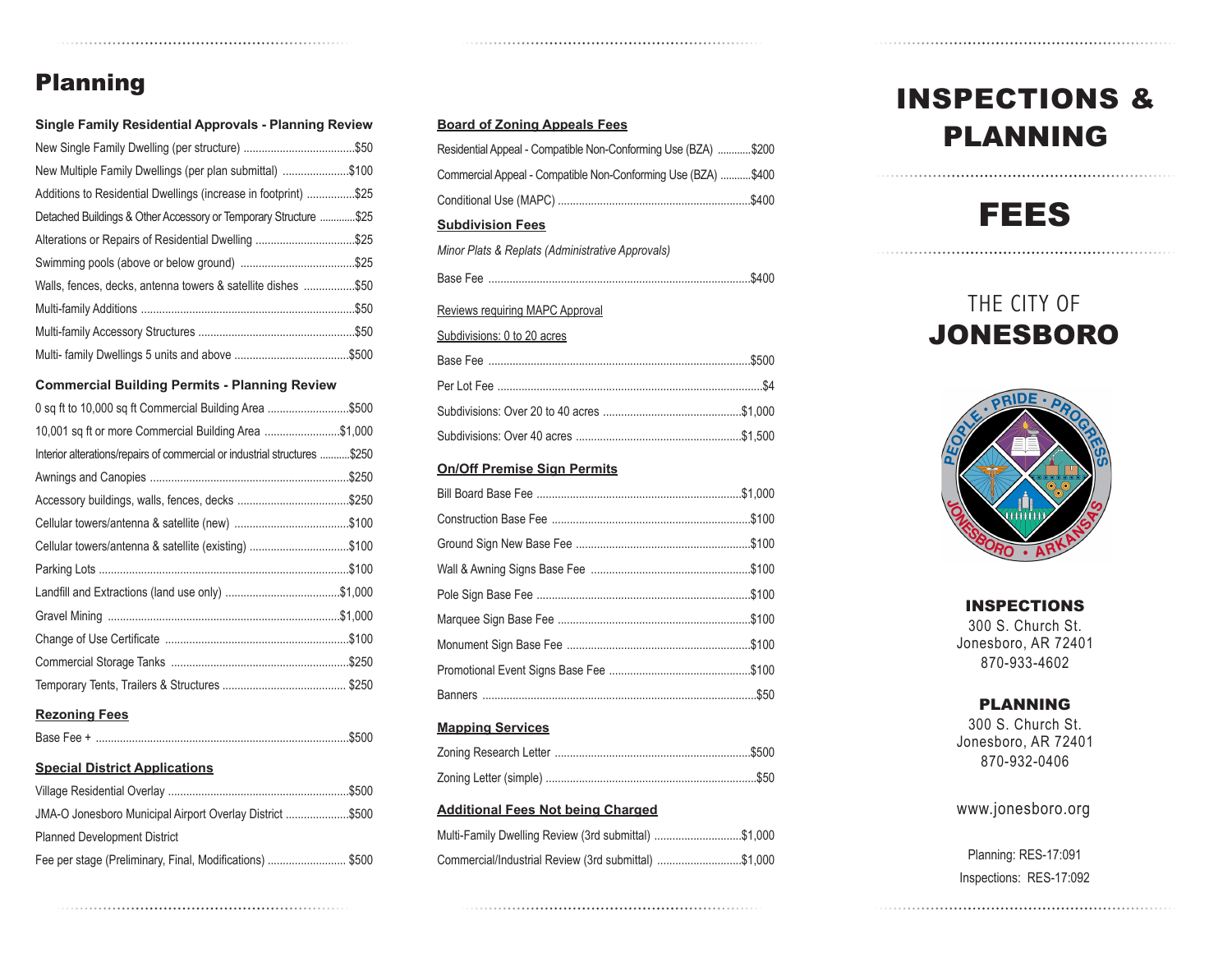# Planning

### Single Family Residential Approvals - Planning Review

| Item | Fee |
|---|---|
| New Single Family Dwelling (per structure) | $50 |
| New Multiple Family Dwellings (per plan submittal) | $100 |
| Additions to Residential Dwellings (increase in footprint) | $25 |
| Detached Buildings & Other Accessory or Temporary Structure | $25 |
| Alterations or Repairs of Residential Dwelling | $25 |
| Swimming pools (above or below ground) | $25 |
| Walls, fences, decks, antenna towers & satellite dishes | $50 |
| Multi-family Additions | $50 |
| Multi-family Accessory Structures | $50 |
| Multi- family Dwellings 5 units and above | $500 |

### Commercial Building Permits - Planning Review

| Item | Fee |
|---|---|
| 0 sq ft to 10,000 sq ft Commercial Building Area | $500 |
| 10,001 sq ft or more Commercial Building Area | $1,000 |
| Interior alterations/repairs of commercial or industrial structures | $250 |
| Awnings and Canopies | $250 |
| Accessory buildings, walls, fences, decks | $250 |
| Cellular towers/antenna & satellite (new) | $100 |
| Cellular towers/antenna & satellite (existing) | $100 |
| Parking Lots | $100 |
| Landfill and Extractions (land use only) | $1,000 |
| Gravel Mining | $1,000 |
| Change of Use Certificate | $100 |
| Commercial Storage Tanks | $250 |
| Temporary Tents, Trailers & Structures | $250 |

### Rezoning Fees

| Item | Fee |
|---|---|
| Base Fee + | $500 |

### Special District Applications

| Item | Fee |
|---|---|
| Village Residential Overlay | $500 |
| JMA-O Jonesboro Municipal Airport Overlay District | $500 |
| Planned Development District | |
| Fee per stage (Preliminary, Final, Modifications) | $500 |

### Board of Zoning Appeals Fees

| Item | Fee |
|---|---|
| Residential Appeal - Compatible Non-Conforming Use (BZA) | $200 |
| Commercial Appeal - Compatible Non-Conforming Use (BZA) | $400 |
| Conditional Use (MAPC) | $400 |

### Subdivision Fees

*Minor Plats & Replats (Administrative Approvals)*

| Item | Fee |
|---|---|
| Base Fee | $400 |

Reviews requiring MAPC Approval

Subdivisions: 0 to 20 acres

| Item | Fee |
|---|---|
| Base Fee | $500 |
| Per Lot Fee | $4 |
| Subdivisions: Over 20 to 40 acres | $1,000 |
| Subdivisions: Over 40 acres | $1,500 |

### On/Off Premise Sign Permits

| Item | Fee |
|---|---|
| Bill Board Base Fee | $1,000 |
| Construction Base Fee | $100 |
| Ground Sign New Base Fee | $100 |
| Wall & Awning Signs Base Fee | $100 |
| Pole Sign Base Fee | $100 |
| Marquee Sign Base Fee | $100 |
| Monument Sign Base Fee | $100 |
| Promotional Event Signs Base Fee | $100 |
| Banners | $50 |

### Mapping Services

| Item | Fee |
|---|---|
| Zoning Research Letter | $500 |
| Zoning Letter (simple) | $50 |

### Additional Fees Not being Charged

| Item | Fee |
|---|---|
| Multi-Family Dwelling Review (3rd submittal) | $1,000 |
| Commercial/Industrial Review (3rd submittal) | $1,000 |

# INSPECTIONS & PLANNING

# FEES

THE CITY OF
**JONESBORO**

PEOPLE • PRIDE • PROGRESS
JONESBORO • ARKANSAS

**INSPECTIONS**
300 S. Church St.
Jonesboro, AR 72401
870-933-4602

**PLANNING**
300 S. Church St.
Jonesboro, AR 72401
870-932-0406

www.jonesboro.org

Planning: RES-17:091
Inspections: RES-17:092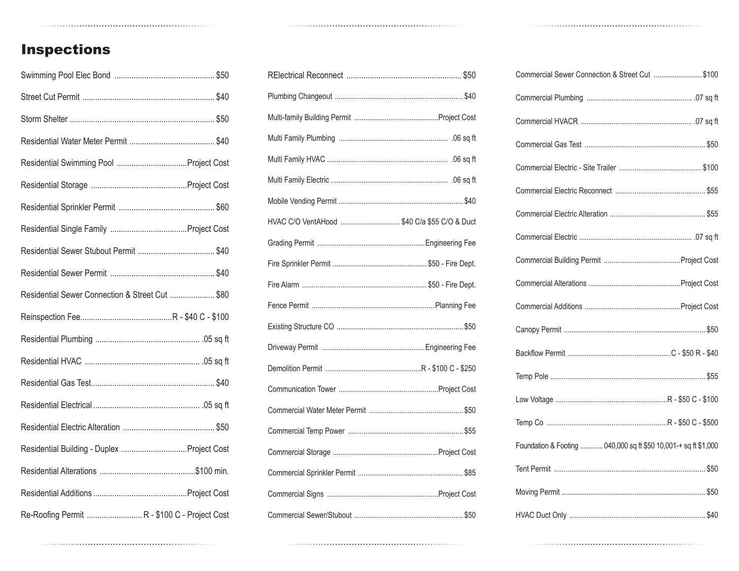# Inspections

| | |
|---|---|
| Swimming Pool Elec Bond | $50 |
| Street Cut Permit | $40 |
| Storm Shelter | $50 |
| Residential Water Meter Permit | $40 |
| Residential Swimming Pool | Project Cost |
| Residential Storage | Project Cost |
| Residential Sprinkler Permit | $60 |
| Residential Single Family | Project Cost |
| Residential Sewer Stubout Permit | $40 |
| Residential Sewer Permit | $40 |
| Residential Sewer Connection & Street Cut | $80 |
| Reinspection Fee | R - $40 C - $100 |
| Residential Plumbing | .05 sq ft |
| Residential HVAC | .05 sq ft |
| Residential Gas Test | $40 |
| Residential Electrical | .05 sq ft |
| Residential Electric Alteration | $50 |
| Residential Building - Duplex | Project Cost |
| Residential Alterations | $100 min. |
| Residential Additions | Project Cost |
| Re-Roofing Permit | R - $100 C - Project Cost |
| RElectrical Reconnect | $50 |
| Plumbing Changeout | $40 |
| Multi-family Building Permit | Project Cost |
| Multi Family Plumbing | .06 sq ft |
| Multi Family HVAC | .06 sq ft |
| Multi Family Electric | .06 sq ft |
| Mobile Vending Permit | $40 |
| HVAC C/O VentAHood | $40 C/a $55 C/O & Duct |
| Grading Permit | Engineering Fee |
| Fire Sprinkler Permit | $50 - Fire Dept. |
| Fire Alarm | $50 - Fire Dept. |
| Fence Permit | Planning Fee |
| Existing Structure CO | $50 |
| Driveway Permit | Engineering Fee |
| Demolition Permit | R - $100 C - $250 |
| Communication Tower | Project Cost |
| Commercial Water Meter Permit | $50 |
| Commercial Temp Power | $55 |
| Commercial Storage | Project Cost |
| Commercial Sprinkler Permit | $85 |
| Commercial Signs | Project Cost |
| Commercial Sewer/Stubout | $50 |
| Commercial Sewer Connection & Street Cut | $100 |
| Commercial Plumbing | .07 sq ft |
| Commercial HVACR | .07 sq ft |
| Commercial Gas Test | $50 |
| Commercial Electric - Site Trailer | $100 |
| Commercial Electric Reconnect | $55 |
| Commercial Electric Alteration | $55 |
| Commercial Electric | .07 sq ft |
| Commercial Building Permit | Project Cost |
| Commercial Alterations | Project Cost |
| Commercial Additions | Project Cost |
| Canopy Permit | $50 |
| Backflow Permit | C - $50 R - $40 |
| Temp Pole | $55 |
| Low Voltage | R - $50 C - $100 |
| Temp Co | R - $50 C - $500 |
| Foundation & Footing | 040,000 sq ft $50 10,001-+ sq ft $1,000 |
| Tent Permit | $50 |
| Moving Permit | $50 |
| HVAC Duct Only | $40 |